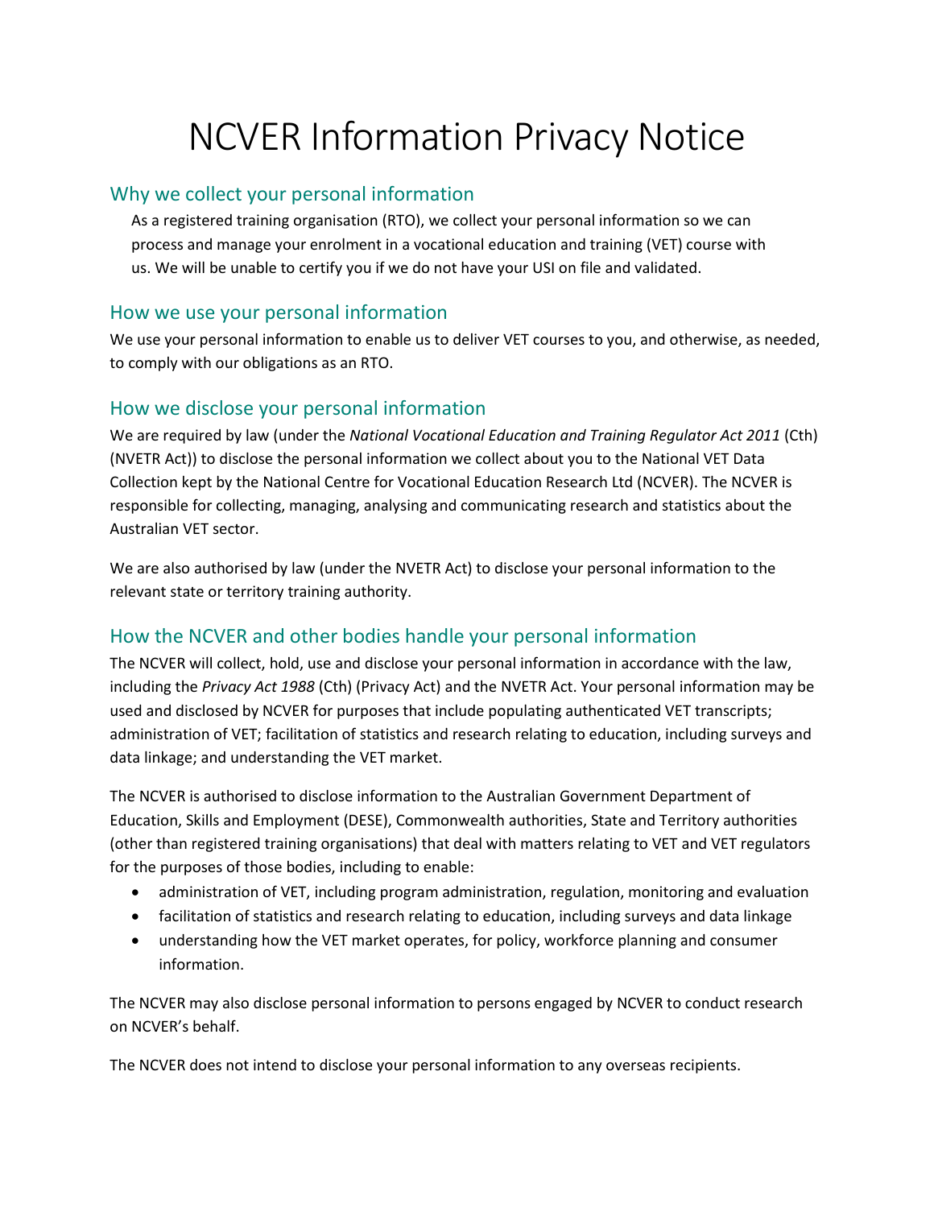# NCVER Information Privacy Notice

## Why we collect your personal information

As a registered training organisation (RTO), we collect your personal information so we can process and manage your enrolment in a vocational education and training (VET) course with us. We will be unable to certify you if we do not have your USI on file and validated.

## How we use your personal information

We use your personal information to enable us to deliver VET courses to you, and otherwise, as needed, to comply with our obligations as an RTO.

## How we disclose your personal information

We are required by law (under the *National Vocational Education and Training Regulator Act 2011* (Cth) (NVETR Act)) to disclose the personal information we collect about you to the National VET Data Collection kept by the National Centre for Vocational Education Research Ltd (NCVER). The NCVER is responsible for collecting, managing, analysing and communicating research and statistics about the Australian VET sector.

We are also authorised by law (under the NVETR Act) to disclose your personal information to the relevant state or territory training authority.

## How the NCVER and other bodies handle your personal information

The NCVER will collect, hold, use and disclose your personal information in accordance with the law, including the *Privacy Act 1988* (Cth) (Privacy Act) and the NVETR Act. Your personal information may be used and disclosed by NCVER for purposes that include populating authenticated VET transcripts; administration of VET; facilitation of statistics and research relating to education, including surveys and data linkage; and understanding the VET market.

The NCVER is authorised to disclose information to the Australian Government Department of Education, Skills and Employment (DESE), Commonwealth authorities, State and Territory authorities (other than registered training organisations) that deal with matters relating to VET and VET regulators for the purposes of those bodies, including to enable:

- administration of VET, including program administration, regulation, monitoring and evaluation
- facilitation of statistics and research relating to education, including surveys and data linkage
- understanding how the VET market operates, for policy, workforce planning and consumer information.

The NCVER may also disclose personal information to persons engaged by NCVER to conduct research on NCVER's behalf.

The NCVER does not intend to disclose your personal information to any overseas recipients.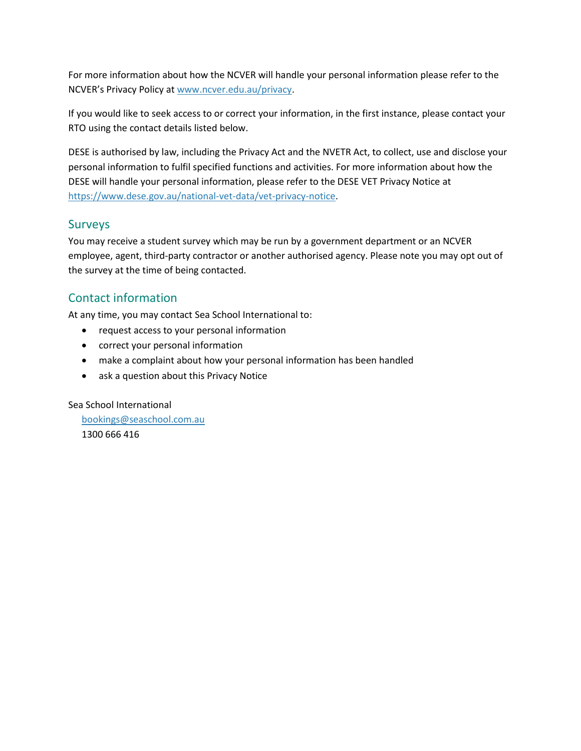For more information about how the NCVER will handle your personal information please refer to the NCVER's Privacy Policy at www.ncver.edu.au/privacy.

If you would like to seek access to or correct your information, in the first instance, please contact your RTO using the contact details listed below.

DESE is authorised by law, including the Privacy Act and the NVETR Act, to collect, use and disclose your personal information to fulfil specified functions and activities. For more information about how the DESE will handle your personal information, please refer to the DESE VET Privacy Notice at https://www.dese.gov.au/national-vet-data/vet-privacy-notice.

## Surveys

You may receive a student survey which may be run by a government department or an NCVER employee, agent, third-party contractor or another authorised agency. Please note you may opt out of the survey at the time of being contacted.

## Contact information

At any time, you may contact Sea School International to:

- request access to your personal information
- correct your personal information
- make a complaint about how your personal information has been handled
- ask a question about this Privacy Notice

Sea School International
bookings@seaschool.com.au
1300 666 416